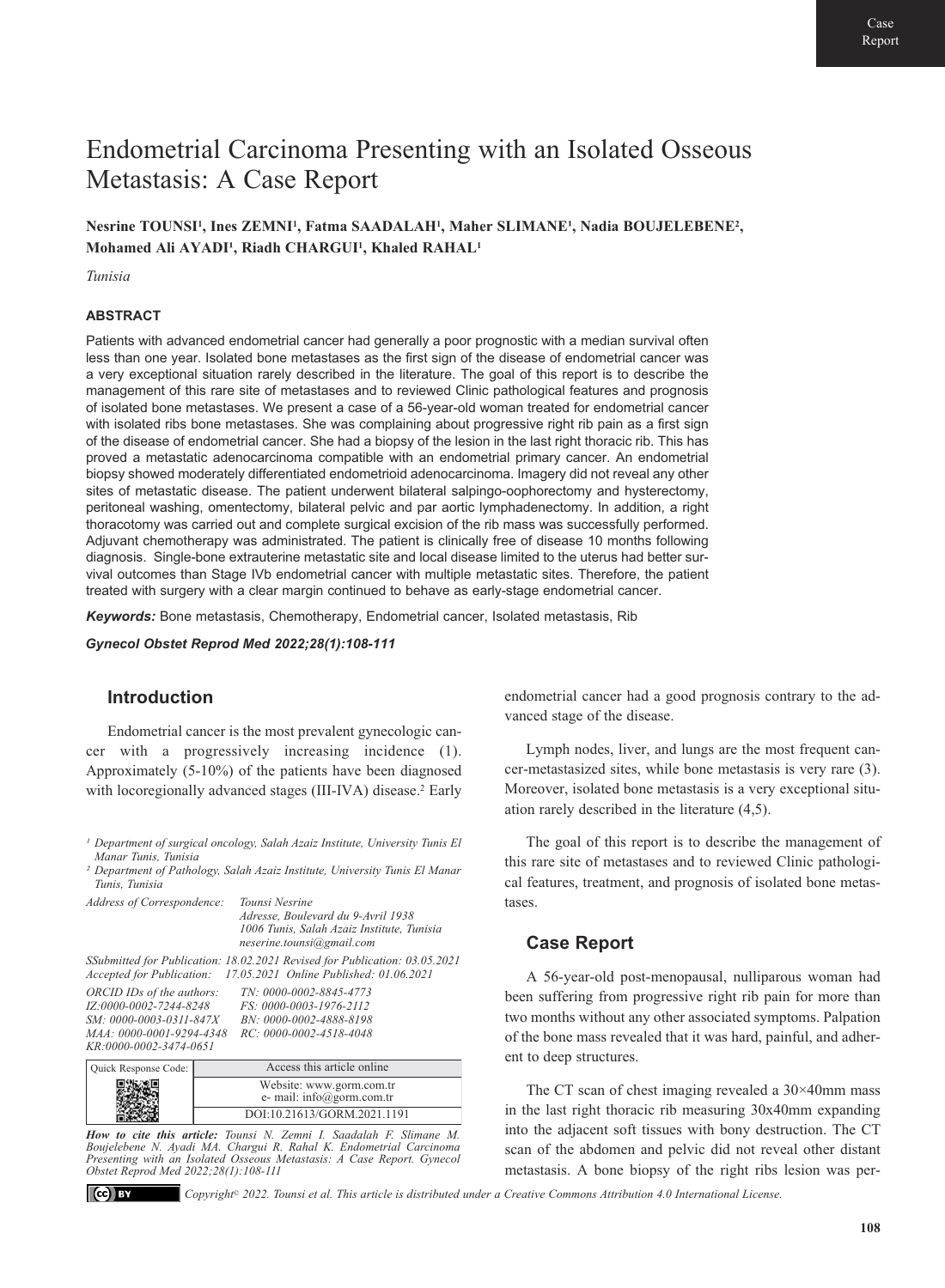Case Report

# Endometrial Carcinoma Presenting with an Isolated Osseous Metastasis: A Case Report

**Nesrine TOUNSI[1], Ines ZEMNI[1], Fatma SAADALAH[1], Maher SLIMANE[1], Nadia BOUJELEBENE[2], Mohamed Ali AYADI[1], Riadh CHARGUI[1], Khaled RAHAL[1]**

*Tunisia*

### ABSTRACT

Patients with advanced endometrial cancer had generally a poor prognostic with a median survival often less than one year. Isolated bone metastases as the first sign of the disease of endometrial cancer was a very exceptional situation rarely described in the literature. The goal of this report is to describe the management of this rare site of metastases and to reviewed Clinic pathological features and prognosis of isolated bone metastases. We present a case of a 56-year-old woman treated for endometrial cancer with isolated ribs bone metastases. She was complaining about progressive right rib pain as a first sign of the disease of endometrial cancer. She had a biopsy of the lesion in the last right thoracic rib. This has proved a metastatic adenocarcinoma compatible with an endometrial primary cancer. An endometrial biopsy showed moderately differentiated endometrioid adenocarcinoma. Imagery did not reveal any other sites of metastatic disease. The patient underwent bilateral salpingo-oophorectomy and hysterectomy, peritoneal washing, omentectomy, bilateral pelvic and par aortic lymphadenectomy. In addition, a right thoracotomy was carried out and complete surgical excision of the rib mass was successfully performed. Adjuvant chemotherapy was administrated. The patient is clinically free of disease 10 months following diagnosis. Single-bone extrauterine metastatic site and local disease limited to the uterus had better survival outcomes than Stage IVb endometrial cancer with multiple metastatic sites. Therefore, the patient treated with surgery with a clear margin continued to behave as early-stage endometrial cancer.

***Keywords:*** Bone metastasis, Chemotherapy, Endometrial cancer, Isolated metastasis, Rib

***Gynecol Obstet Reprod Med 2022;28(1):108-111***

## Introduction

Endometrial cancer is the most prevalent gynecologic cancer with a progressively increasing incidence (1). Approximately (5-10%) of the patients have been diagnosed with locoregionally advanced stages (III-IVA) disease.[2] Early endometrial cancer had a good prognosis contrary to the advanced stage of the disease.

Lymph nodes, liver, and lungs are the most frequent cancer-metastasized sites, while bone metastasis is very rare (3). Moreover, isolated bone metastasis is a very exceptional situation rarely described in the literature (4,5).

The goal of this report is to describe the management of this rare site of metastases and to reviewed Clinic pathological features, treatment, and prognosis of isolated bone metastases.

## Case Report

A 56-year-old post-menopausal, nulliparous woman had been suffering from progressive right rib pain for more than two months without any other associated symptoms. Palpation of the bone mass revealed that it was hard, painful, and adherent to deep structures.

The CT scan of chest imaging revealed a 30×40mm mass in the last right thoracic rib measuring 30x40mm expanding into the adjacent soft tissues with bony destruction. The CT scan of the abdomen and pelvic did not reveal other distant metastasis. A bone biopsy of the right ribs lesion was per-

*[1] Department of surgical oncology, Salah Azaiz Institute, University Tunis El Manar Tunis, Tunisia*
*[2] Department of Pathology, Salah Azaiz Institute, University Tunis El Manar Tunis, Tunisia*

*Address of Correspondence: Tounsi Nesrine*
*Adresse, Boulevard du 9-Avril 1938*
*1006 Tunis, Salah Azaiz Institute, Tunisia*
*neserine.tounsi@gmail.com*

*SSubmitted for Publication: 18.02.2021 Revised for Publication: 03.05.2021*
*Accepted for Publication: 17.05.2021 Online Published: 01.06.2021*

*ORCID IDs of the authors: TN: 0000-0002-8845-4773*
*IZ:0000-0002-7244-8248 FS: 0000-0003-1976-2112*
*SM: 0000-0003-0311-847X BN: 0000-0002-4888-8198*
*MAA: 0000-0001-9294-4348 RC: 0000-0002-4518-4048*
*KR:0000-0002-3474-0651*

| Quick Response Code: | Access this article online |
|---|---|
| | Website: www.gorm.com.tr<br>e- mail: info@gorm.com.tr |
| | DOI:10.21613/GORM.2021.1191 |

***How to cite this article:*** *Tounsi N. Zemni I. Saadalah F. Slimane M. Boujelebene N. Ayadi MA. Chargui R. Rahal K. Endometrial Carcinoma Presenting with an Isolated Osseous Metastasis: A Case Report. Gynecol Obstet Reprod Med 2022;28(1):108-111*

*Copyright© 2022. Tounsi et al. This article is distributed under a Creative Commons Attribution 4.0 International License.*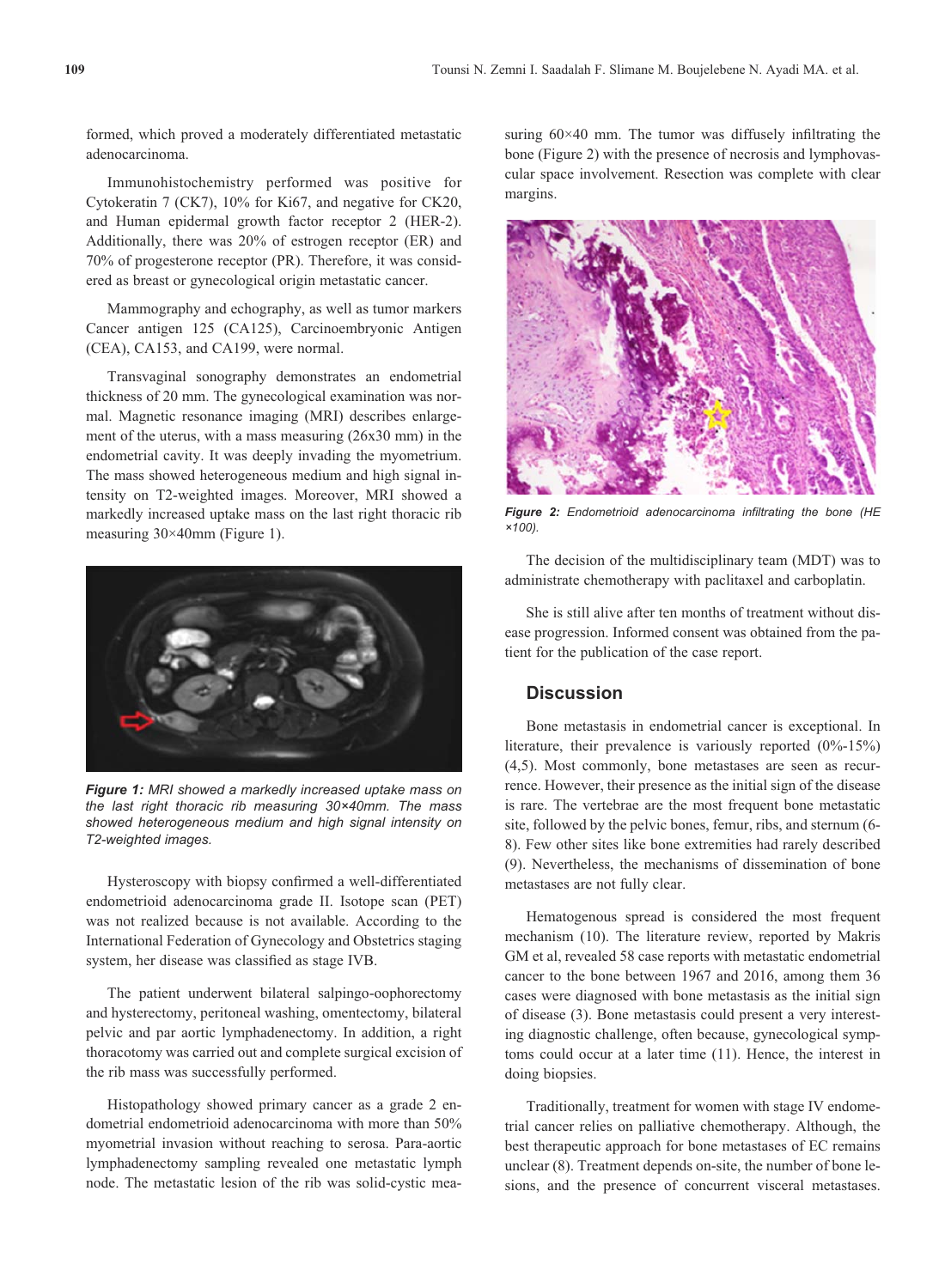formed, which proved a moderately differentiated metastatic adenocarcinoma.

Immunohistochemistry performed was positive for Cytokeratin 7 (CK7), 10% for Ki67, and negative for CK20, and Human epidermal growth factor receptor 2 (HER-2). Additionally, there was 20% of estrogen receptor (ER) and 70% of progesterone receptor (PR). Therefore, it was considered as breast or gynecological origin metastatic cancer.

Mammography and echography, as well as tumor markers Cancer antigen 125 (CA125), Carcinoembryonic Antigen (CEA), CA153, and CA199, were normal.

Transvaginal sonography demonstrates an endometrial thickness of 20 mm. The gynecological examination was normal. Magnetic resonance imaging (MRI) describes enlargement of the uterus, with a mass measuring (26x30 mm) in the endometrial cavity. It was deeply invading the myometrium. The mass showed heterogeneous medium and high signal intensity on T2-weighted images. Moreover, MRI showed a markedly increased uptake mass on the last right thoracic rib measuring 30×40mm (Figure 1).

***Figure 1:*** *MRI showed a markedly increased uptake mass on the last right thoracic rib measuring 30×40mm. The mass showed heterogeneous medium and high signal intensity on T2-weighted images.*

Hysteroscopy with biopsy confirmed a well-differentiated endometrioid adenocarcinoma grade II. Isotope scan (PET) was not realized because it is not available. According to the International Federation of Gynecology and Obstetrics staging system, her disease was classified as stage IVB.

The patient underwent bilateral salpingo-oophorectomy and hysterectomy, peritoneal washing, omentectomy, bilateral pelvic and par aortic lymphadenectomy. In addition, a right thoracotomy was carried out and complete surgical excision of the rib mass was successfully performed.

Histopathology showed primary cancer as a grade 2 endometrial endometrioid adenocarcinoma with more than 50% myometrial invasion without reaching to serosa. Para-aortic lymphadenectomy sampling revealed one metastatic lymph node. The metastatic lesion of the rib was solid-cystic measuring 60×40 mm. The tumor was diffusely infiltrating the bone (Figure 2) with the presence of necrosis and lymphovascular space involvement. Resection was complete with clear margins.

***Figure 2:*** *Endometrioid adenocarcinoma infiltrating the bone (HE ×100).*

The decision of the multidisciplinary team (MDT) was to administrate chemotherapy with paclitaxel and carboplatin.

She is still alive after ten months of treatment without disease progression. Informed consent was obtained from the patient for the publication of the case report.

## Discussion

Bone metastasis in endometrial cancer is exceptional. In literature, their prevalence is variously reported (0%-15%) (4,5). Most commonly, bone metastases are seen as recurrence. However, their presence as the initial sign of the disease is rare. The vertebrae are the most frequent bone metastatic site, followed by the pelvic bones, femur, ribs, and sternum (6-8). Few other sites like bone extremities had rarely described (9). Nevertheless, the mechanisms of dissemination of bone metastases are not fully clear.

Hematogenous spread is considered the most frequent mechanism (10). The literature review, reported by Makris GM et al, revealed 58 case reports with metastatic endometrial cancer to the bone between 1967 and 2016, among them 36 cases were diagnosed with bone metastasis as the initial sign of disease (3). Bone metastasis could present a very interesting diagnostic challenge, often because, gynecological symptoms could occur at a later time (11). Hence, the interest in doing biopsies.

Traditionally, treatment for women with stage IV endometrial cancer relies on palliative chemotherapy. Although, the best therapeutic approach for bone metastases of EC remains unclear (8). Treatment depends on-site, the number of bone lesions, and the presence of concurrent visceral metastases.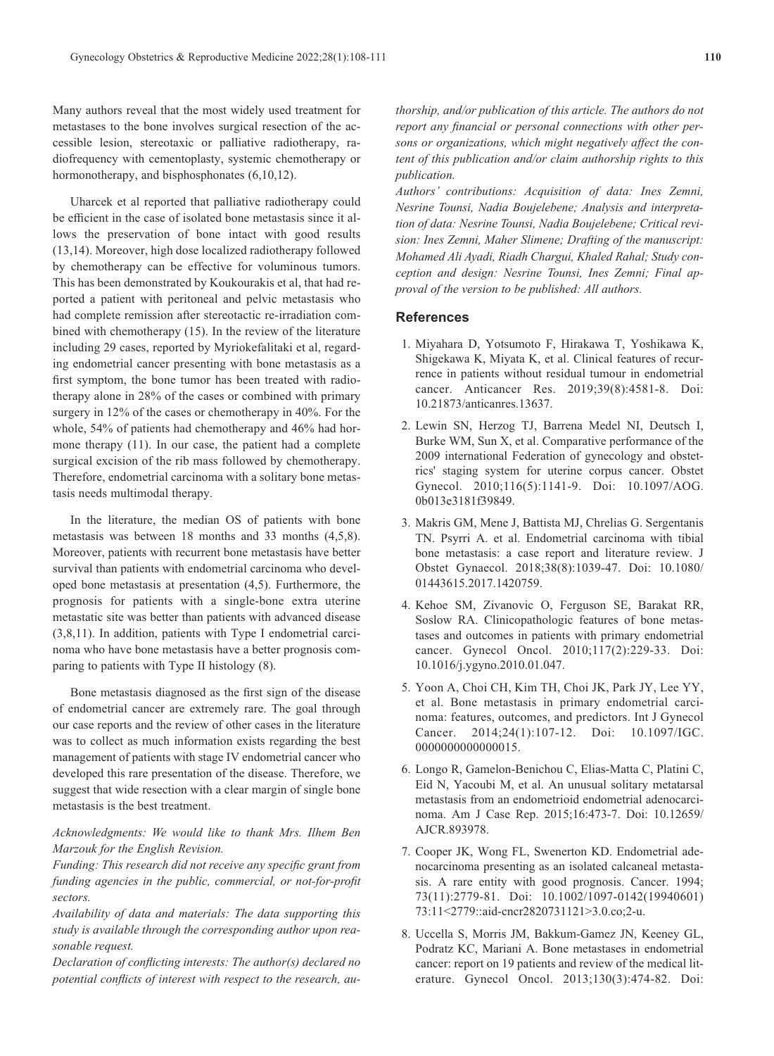Many authors reveal that the most widely used treatment for metastases to the bone involves surgical resection of the accessible lesion, stereotaxic or palliative radiotherapy, radiofrequency with cementoplasty, systemic chemotherapy or hormonotherapy, and bisphosphonates (6,10,12).

Uharcek et al reported that palliative radiotherapy could be efficient in the case of isolated bone metastasis since it allows the preservation of bone intact with good results (13,14). Moreover, high dose localized radiotherapy followed by chemotherapy can be effective for voluminous tumors. This has been demonstrated by Koukourakis et al, that had reported a patient with peritoneal and pelvic metastasis who had complete remission after stereotactic re-irradiation combined with chemotherapy (15). In the review of the literature including 29 cases, reported by Myriokefalitaki et al, regarding endometrial cancer presenting with bone metastasis as a first symptom, the bone tumor has been treated with radiotherapy alone in 28% of the cases or combined with primary surgery in 12% of the cases or chemotherapy in 40%. For the whole, 54% of patients had chemotherapy and 46% had hormone therapy (11). In our case, the patient had a complete surgical excision of the rib mass followed by chemotherapy. Therefore, endometrial carcinoma with a solitary bone metastasis needs multimodal therapy.

In the literature, the median OS of patients with bone metastasis was between 18 months and 33 months (4,5,8). Moreover, patients with recurrent bone metastasis have better survival than patients with endometrial carcinoma who developed bone metastasis at presentation (4,5). Furthermore, the prognosis for patients with a single-bone extra uterine metastatic site was better than patients with advanced disease (3,8,11). In addition, patients with Type I endometrial carcinoma who have bone metastasis have a better prognosis comparing to patients with Type II histology (8).

Bone metastasis diagnosed as the first sign of the disease of endometrial cancer are extremely rare. The goal through our case reports and the review of other cases in the literature was to collect as much information exists regarding the best management of patients with stage IV endometrial cancer who developed this rare presentation of the disease. Therefore, we suggest that wide resection with a clear margin of single bone metastasis is the best treatment.

*Acknowledgments: We would like to thank Mrs. Ilhem Ben Marzouk for the English Revision.*

*Funding: This research did not receive any specific grant from funding agencies in the public, commercial, or not-for-profit sectors.*

*Availability of data and materials: The data supporting this study is available through the corresponding author upon reasonable request.*

*Declaration of conflicting interests: The author(s) declared no potential conflicts of interest with respect to the research, authorship, and/or publication of this article. The authors do not report any financial or personal connections with other persons or organizations, which might negatively affect the content of this publication and/or claim authorship rights to this publication.*

*Authors' contributions: Acquisition of data: Ines Zemni, Nesrine Tounsi, Nadia Boujelebene; Analysis and interpretation of data: Nesrine Tounsi, Nadia Boujelebene; Critical revision: Ines Zemni, Maher Slimene; Drafting of the manuscript: Mohamed Ali Ayadi, Riadh Chargui, Khaled Rahal; Study conception and design: Nesrine Tounsi, Ines Zemni; Final approval of the version to be published: All authors.*

## References

1. Miyahara D, Yotsumoto F, Hirakawa T, Yoshikawa K, Shigekawa K, Miyata K, et al. Clinical features of recurrence in patients without residual tumour in endometrial cancer. Anticancer Res. 2019;39(8):4581-8. Doi: 10.21873/anticanres.13637.

2. Lewin SN, Herzog TJ, Barrena Medel NI, Deutsch I, Burke WM, Sun X, et al. Comparative performance of the 2009 international Federation of gynecology and obstetrics' staging system for uterine corpus cancer. Obstet Gynecol. 2010;116(5):1141-9. Doi: 10.1097/AOG.0b013e3181f39849.

3. Makris GM, Mene J, Battista MJ, Chrelias G. Sergentanis TN. Psyrri A. et al. Endometrial carcinoma with tibial bone metastasis: a case report and literature review. J Obstet Gynaecol. 2018;38(8):1039-47. Doi: 10.1080/01443615.2017.1420759.

4. Kehoe SM, Zivanovic O, Ferguson SE, Barakat RR, Soslow RA. Clinicopathologic features of bone metastases and outcomes in patients with primary endometrial cancer. Gynecol Oncol. 2010;117(2):229-33. Doi: 10.1016/j.ygyno.2010.01.047.

5. Yoon A, Choi CH, Kim TH, Choi JK, Park JY, Lee YY, et al. Bone metastasis in primary endometrial carcinoma: features, outcomes, and predictors. Int J Gynecol Cancer. 2014;24(1):107-12. Doi: 10.1097/IGC.0000000000000015.

6. Longo R, Gamelon-Benichou C, Elias-Matta C, Platini C, Eid N, Yacoubi M, et al. An unusual solitary metatarsal metastasis from an endometrioid endometrial adenocarcinoma. Am J Case Rep. 2015;16:473-7. Doi: 10.12659/AJCR.893978.

7. Cooper JK, Wong FL, Swenerton KD. Endometrial adenocarcinoma presenting as an isolated calcaneal metastasis. A rare entity with good prognosis. Cancer. 1994;73(11):2779-81. Doi: 10.1002/1097-0142(19940601)73:11<2779::aid-cncr2820731121>3.0.co;2-u.

8. Uccella S, Morris JM, Bakkum-Gamez JN, Keeney GL, Podratz KC, Mariani A. Bone metastases in endometrial cancer: report on 19 patients and review of the medical literature. Gynecol Oncol. 2013;130(3):474-82. Doi: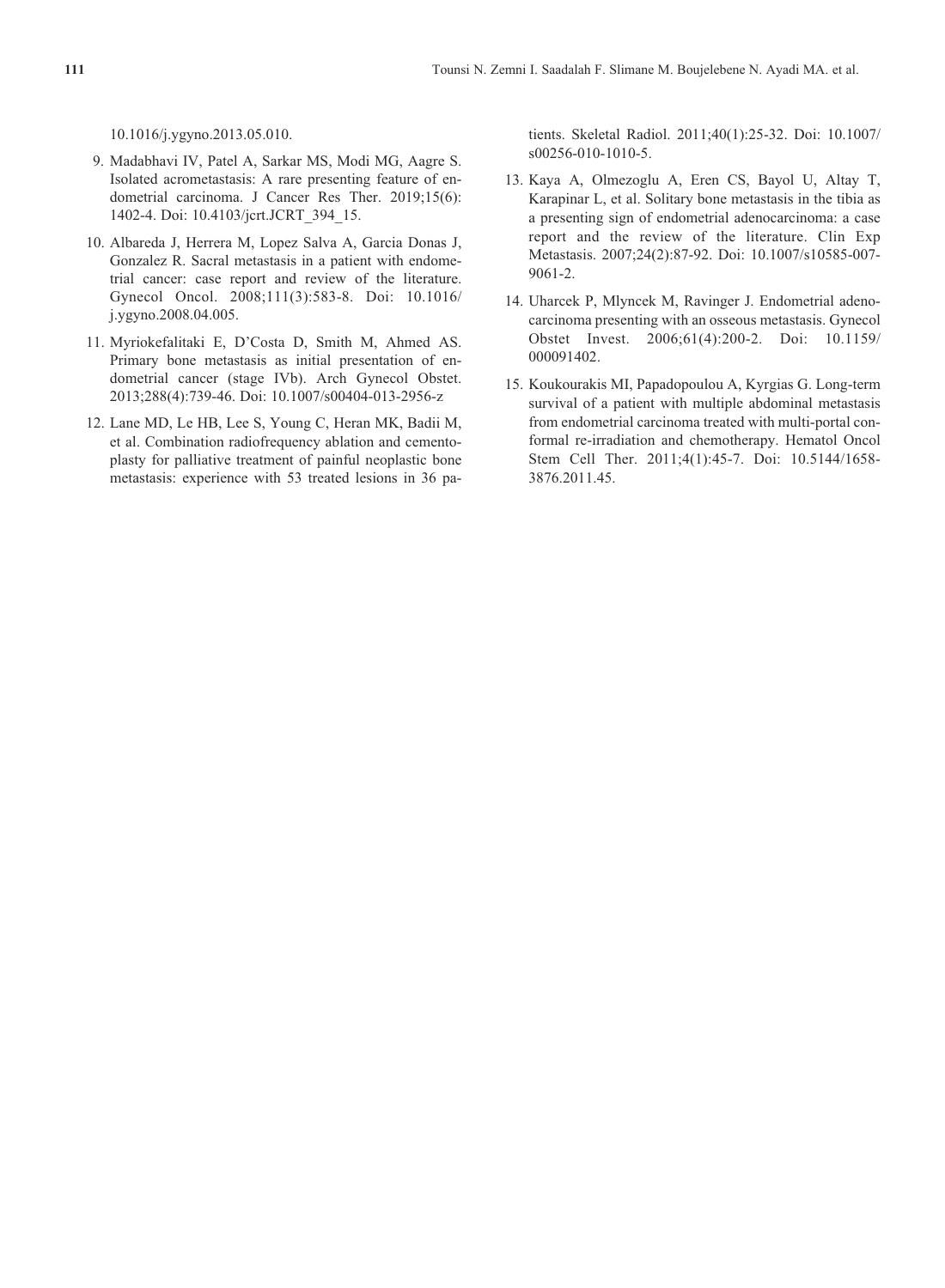10.1016/j.ygyno.2013.05.010.

9. Madabhavi IV, Patel A, Sarkar MS, Modi MG, Aagre S. Isolated acrometastasis: A rare presenting feature of endometrial carcinoma. J Cancer Res Ther. 2019;15(6): 1402-4. Doi: 10.4103/jcrt.JCRT_394_15.
10. Albareda J, Herrera M, Lopez Salva A, Garcia Donas J, Gonzalez R. Sacral metastasis in a patient with endometrial cancer: case report and review of the literature. Gynecol Oncol. 2008;111(3):583-8. Doi: 10.1016/j.ygyno.2008.04.005.
11. Myriokefalitaki E, D'Costa D, Smith M, Ahmed AS. Primary bone metastasis as initial presentation of endometrial cancer (stage IVb). Arch Gynecol Obstet. 2013;288(4):739-46. Doi: 10.1007/s00404-013-2956-z
12. Lane MD, Le HB, Lee S, Young C, Heran MK, Badii M, et al. Combination radiofrequency ablation and cementoplasty for palliative treatment of painful neoplastic bone metastasis: experience with 53 treated lesions in 36 patients. Skeletal Radiol. 2011;40(1):25-32. Doi: 10.1007/s00256-010-1010-5.
13. Kaya A, Olmezoglu A, Eren CS, Bayol U, Altay T, Karapinar L, et al. Solitary bone metastasis in the tibia as a presenting sign of endometrial adenocarcinoma: a case report and the review of the literature. Clin Exp Metastasis. 2007;24(2):87-92. Doi: 10.1007/s10585-007-9061-2.
14. Uharcek P, Mlyncek M, Ravinger J. Endometrial adenocarcinoma presenting with an osseous metastasis. Gynecol Obstet Invest. 2006;61(4):200-2. Doi: 10.1159/000091402.
15. Koukourakis MI, Papadopoulou A, Kyrgias G. Long-term survival of a patient with multiple abdominal metastasis from endometrial carcinoma treated with multi-portal conformal re-irradiation and chemotherapy. Hematol Oncol Stem Cell Ther. 2011;4(1):45-7. Doi: 10.5144/1658-3876.2011.45.